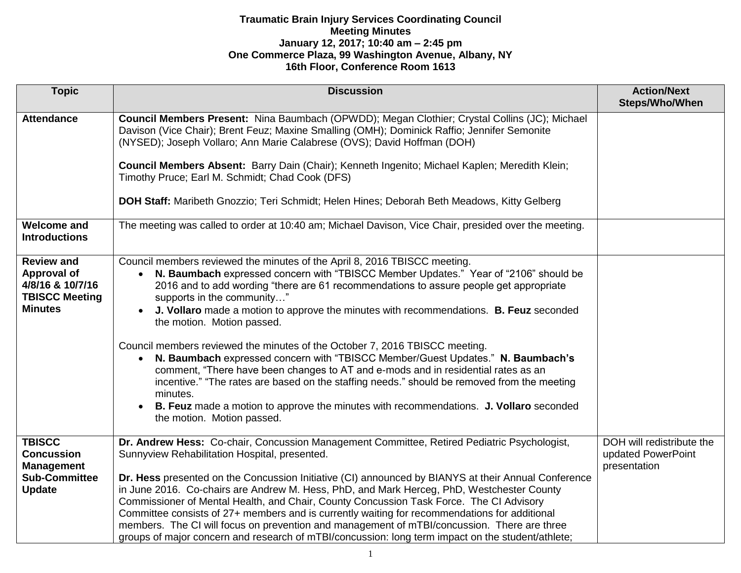**Traumatic Brain Injury Services Coordinating Council**
**Meeting Minutes**
**January 12, 2017; 10:40 am – 2:45 pm**
**One Commerce Plaza, 99 Washington Avenue, Albany, NY**
**16th Floor, Conference Room 1613**

| Topic | Discussion | Action/Next Steps/Who/When |
|---|---|---|
| **Attendance** | **Council Members Present:** Nina Baumbach (OPWDD); Megan Clothier; Crystal Collins (JC); Michael Davison (Vice Chair); Brent Feuz; Maxine Smalling (OMH); Dominick Raffio; Jennifer Semonite (NYSED); Joseph Vollaro; Ann Marie Calabrese (OVS); David Hoffman (DOH)<br><br>**Council Members Absent:** Barry Dain (Chair); Kenneth Ingenito; Michael Kaplen; Meredith Klein; Timothy Pruce; Earl M. Schmidt; Chad Cook (DFS)<br><br>**DOH Staff:** Maribeth Gnozzio; Teri Schmidt; Helen Hines; Deborah Beth Meadows, Kitty Gelberg | |
| **Welcome and Introductions** | The meeting was called to order at 10:40 am; Michael Davison, Vice Chair, presided over the meeting. | |
| **Review and Approval of 4/8/16 & 10/7/16 TBISCC Meeting Minutes** | Council members reviewed the minutes of the April 8, 2016 TBISCC meeting.<br>• **N. Baumbach** expressed concern with "TBISCC Member Updates." Year of "2106" should be 2016 and to add wording "there are 61 recommendations to assure people get appropriate supports in the community…"<br>• **J. Vollaro** made a motion to approve the minutes with recommendations. **B. Feuz** seconded the motion. Motion passed.<br><br>Council members reviewed the minutes of the October 7, 2016 TBISCC meeting.<br>• **N. Baumbach** expressed concern with "TBISCC Member/Guest Updates." **N. Baumbach's** comment, "There have been changes to AT and e-mods and in residential rates as an incentive." "The rates are based on the staffing needs." should be removed from the meeting minutes.<br>• **B. Feuz** made a motion to approve the minutes with recommendations. **J. Vollaro** seconded the motion. Motion passed. | |
| **TBISCC Concussion Management Sub-Committee Update** | **Dr. Andrew Hess:** Co-chair, Concussion Management Committee, Retired Pediatric Psychologist, Sunnyview Rehabilitation Hospital, presented.<br><br>**Dr. Hess** presented on the Concussion Initiative (CI) announced by BIANYS at their Annual Conference in June 2016. Co-chairs are Andrew M. Hess, PhD, and Mark Herceg, PhD, Westchester County Commissioner of Mental Health, and Chair, County Concussion Task Force. The CI Advisory Committee consists of 27+ members and is currently waiting for recommendations for additional members. The CI will focus on prevention and management of mTBI/concussion. There are three groups of major concern and research of mTBI/concussion: long term impact on the student/athlete; | DOH will redistribute the updated PowerPoint presentation |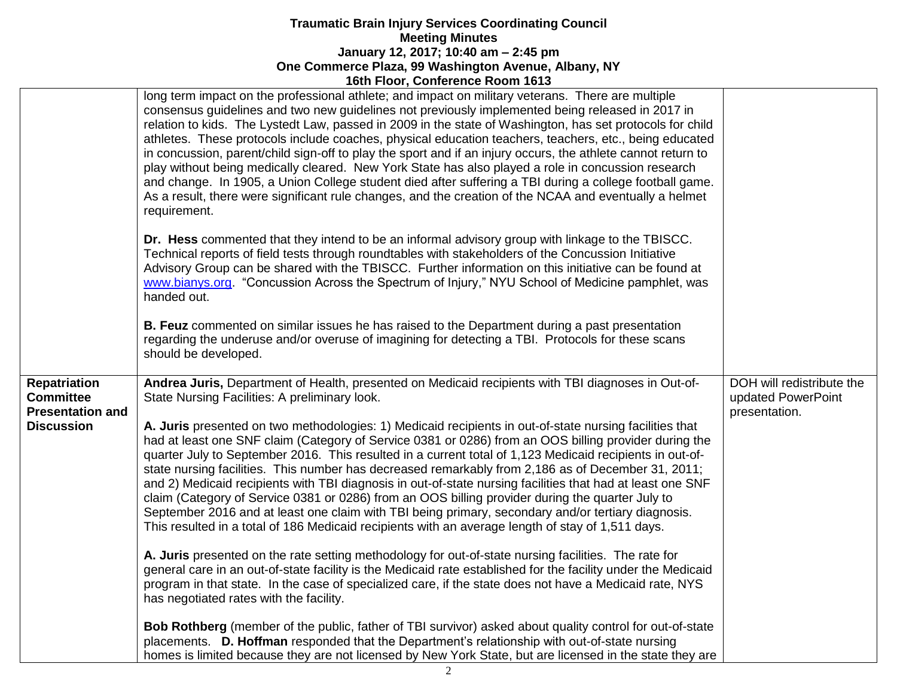| | | |
|---|---|---|
| | long term impact on the professional athlete; and impact on military veterans. There are multiple consensus guidelines and two new guidelines not previously implemented being released in 2017 in relation to kids. The Lystedt Law, passed in 2009 in the state of Washington, has set protocols for child athletes. These protocols include coaches, physical education teachers, teachers, etc., being educated in concussion, parent/child sign-off to play the sport and if an injury occurs, the athlete cannot return to play without being medically cleared. New York State has also played a role in concussion research and change. In 1905, a Union College student died after suffering a TBI during a college football game. As a result, there were significant rule changes, and the creation of the NCAA and eventually a helmet requirement.<br><br>**Dr. Hess** commented that they intend to be an informal advisory group with linkage to the TBISCC. Technical reports of field tests through roundtables with stakeholders of the Concussion Initiative Advisory Group can be shared with the TBISCC. Further information on this initiative can be found at [www.bianys.org](http://www.bianys.org). "Concussion Across the Spectrum of Injury," NYU School of Medicine pamphlet, was handed out.<br><br>**B. Feuz** commented on similar issues he has raised to the Department during a past presentation regarding the underuse and/or overuse of imagining for detecting a TBI. Protocols for these scans should be developed. | |
| **Repatriation Committee Presentation and Discussion** | **Andrea Juris,** Department of Health, presented on Medicaid recipients with TBI diagnoses in Out-of-State Nursing Facilities: A preliminary look.<br><br>**A. Juris** presented on two methodologies: 1) Medicaid recipients in out-of-state nursing facilities that had at least one SNF claim (Category of Service 0381 or 0286) from an OOS billing provider during the quarter July to September 2016. This resulted in a current total of 1,123 Medicaid recipients in out-of-state nursing facilities. This number has decreased remarkably from 2,186 as of December 31, 2011; and 2) Medicaid recipients with TBI diagnosis in out-of-state nursing facilities that had at least one SNF claim (Category of Service 0381 or 0286) from an OOS billing provider during the quarter July to September 2016 and at least one claim with TBI being primary, secondary and/or tertiary diagnosis. This resulted in a total of 186 Medicaid recipients with an average length of stay of 1,511 days.<br><br>**A. Juris** presented on the rate setting methodology for out-of-state nursing facilities. The rate for general care in an out-of-state facility is the Medicaid rate established for the facility under the Medicaid program in that state. In the case of specialized care, if the state does not have a Medicaid rate, NYS has negotiated rates with the facility.<br><br>**Bob Rothberg** (member of the public, father of TBI survivor) asked about quality control for out-of-state placements. **D. Hoffman** responded that the Department's relationship with out-of-state nursing homes is limited because they are not licensed by New York State, but are licensed in the state they are | DOH will redistribute the updated PowerPoint presentation. |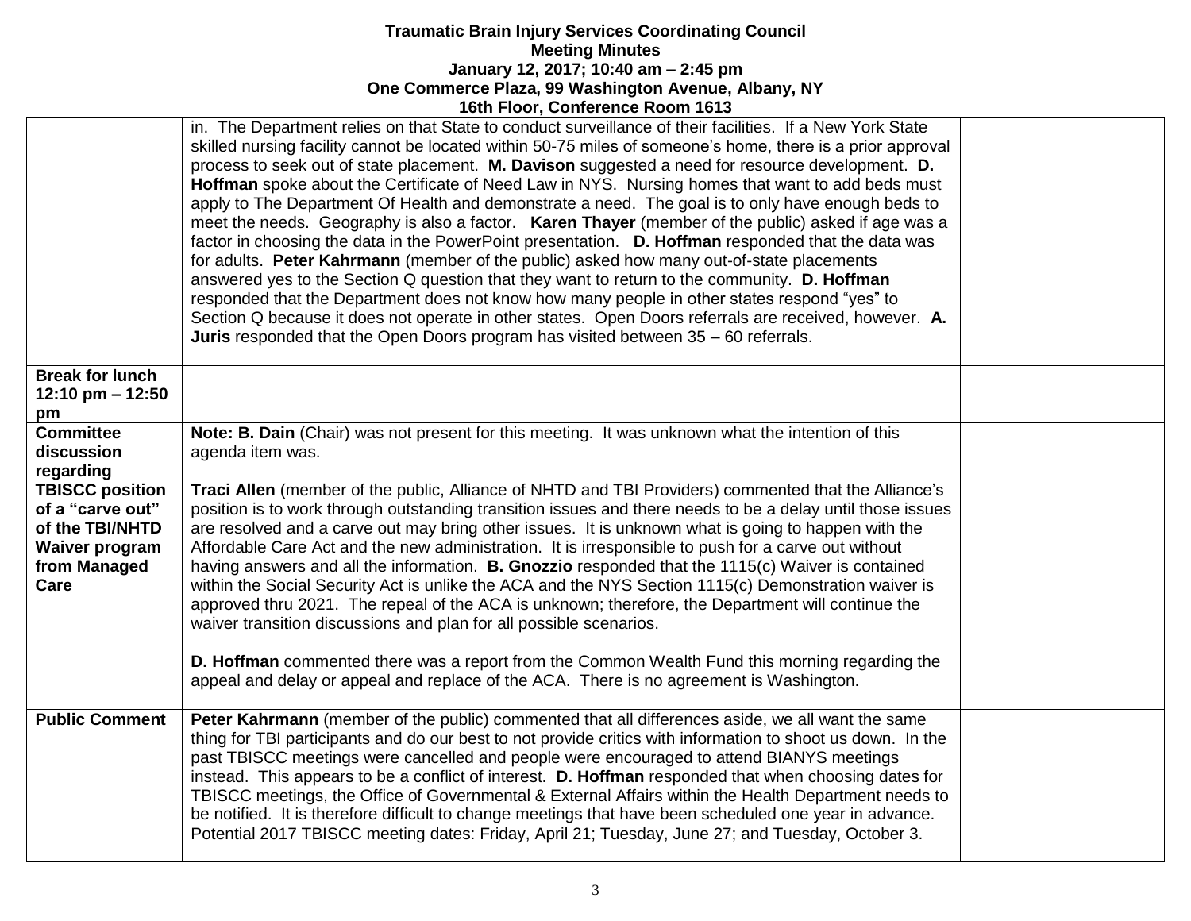| | | |
|---|---|---|
| | in. The Department relies on that State to conduct surveillance of their facilities. If a New York State skilled nursing facility cannot be located within 50-75 miles of someone's home, there is a prior approval process to seek out of state placement. **M. Davison** suggested a need for resource development. **D. Hoffman** spoke about the Certificate of Need Law in NYS. Nursing homes that want to add beds must apply to The Department Of Health and demonstrate a need. The goal is to only have enough beds to meet the needs. Geography is also a factor. **Karen Thayer** (member of the public) asked if age was a factor in choosing the data in the PowerPoint presentation. **D. Hoffman** responded that the data was for adults. **Peter Kahrmann** (member of the public) asked how many out-of-state placements answered yes to the Section Q question that they want to return to the community. **D. Hoffman** responded that the Department does not know how many people in other states respond "yes" to Section Q because it does not operate in other states. Open Doors referrals are received, however. **A. Juris** responded that the Open Doors program has visited between 35 – 60 referrals. | |
| **Break for lunch 12:10 pm – 12:50 pm** | | |
| **Committee discussion regarding TBISCC position of a "carve out" of the TBI/NHTD Waiver program from Managed Care** | **Note: B. Dain** (Chair) was not present for this meeting. It was unknown what the intention of this agenda item was.<br><br>**Traci Allen** (member of the public, Alliance of NHTD and TBI Providers) commented that the Alliance's position is to work through outstanding transition issues and there needs to be a delay until those issues are resolved and a carve out may bring other issues. It is unknown what is going to happen with the Affordable Care Act and the new administration. It is irresponsible to push for a carve out without having answers and all the information. **B. Gnozzio** responded that the 1115(c) Waiver is contained within the Social Security Act is unlike the ACA and the NYS Section 1115(c) Demonstration waiver is approved thru 2021. The repeal of the ACA is unknown; therefore, the Department will continue the waiver transition discussions and plan for all possible scenarios.<br><br>**D. Hoffman** commented there was a report from the Common Wealth Fund this morning regarding the appeal and delay or appeal and replace of the ACA. There is no agreement is Washington. | |
| **Public Comment** | **Peter Kahrmann** (member of the public) commented that all differences aside, we all want the same thing for TBI participants and do our best to not provide critics with information to shoot us down. In the past TBISCC meetings were cancelled and people were encouraged to attend BIANYS meetings instead. This appears to be a conflict of interest. **D. Hoffman** responded that when choosing dates for TBISCC meetings, the Office of Governmental & External Affairs within the Health Department needs to be notified. It is therefore difficult to change meetings that have been scheduled one year in advance. Potential 2017 TBISCC meeting dates: Friday, April 21; Tuesday, June 27; and Tuesday, October 3. | |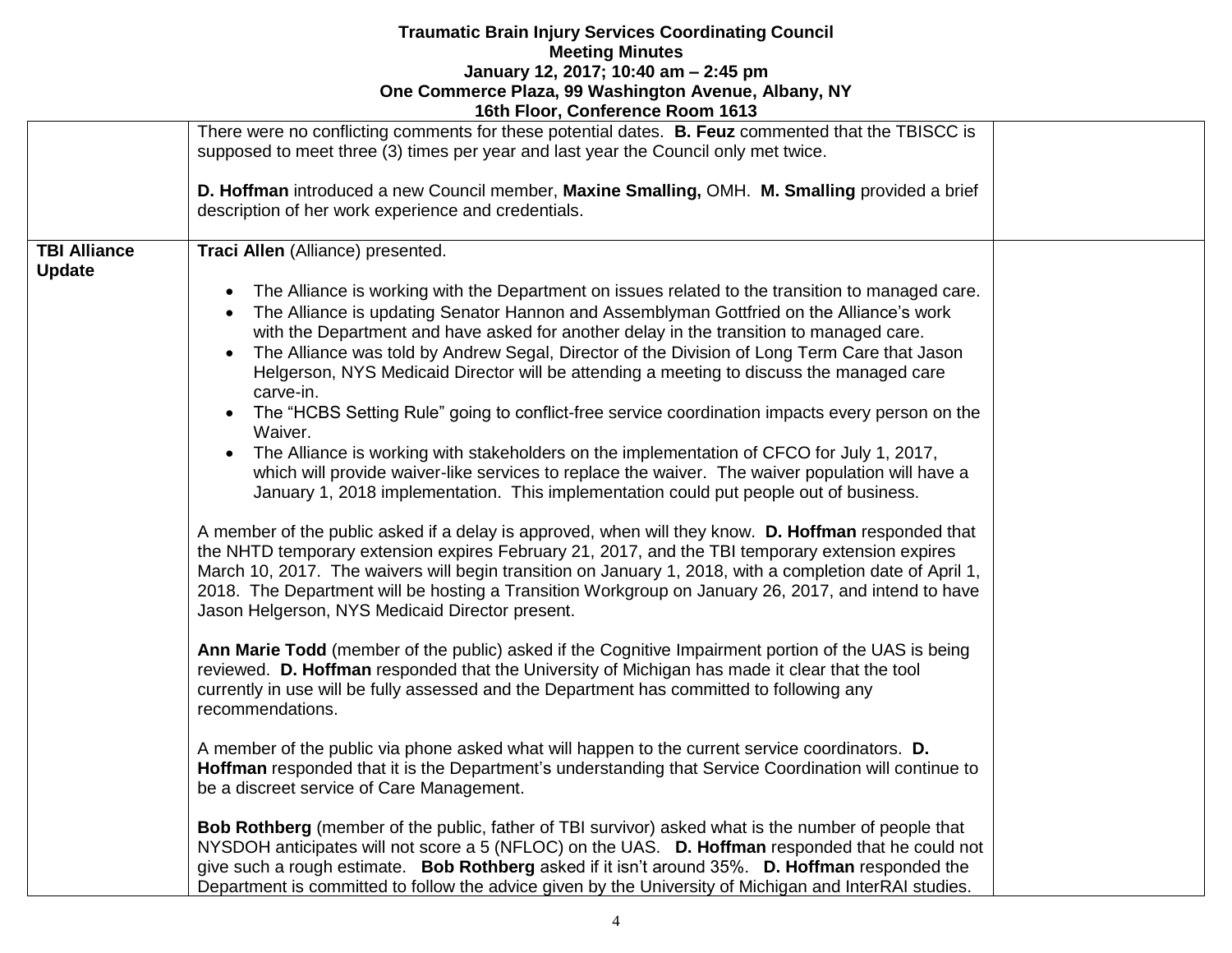**Traumatic Brain Injury Services Coordinating Council**
**Meeting Minutes**
**January 12, 2017; 10:40 am – 2:45 pm**
**One Commerce Plaza, 99 Washington Avenue, Albany, NY**
**16th Floor, Conference Room 1613**

| | | |
|---|---|---|
| | There were no conflicting comments for these potential dates. **B. Feuz** commented that the TBISCC is supposed to meet three (3) times per year and last year the Council only met twice.<br><br>**D. Hoffman** introduced a new Council member, **Maxine Smalling,** OMH. **M. Smalling** provided a brief description of her work experience and credentials. | |
| **TBI Alliance Update** | **Traci Allen** (Alliance) presented.<br><br>• The Alliance is working with the Department on issues related to the transition to managed care.<br>• The Alliance is updating Senator Hannon and Assemblyman Gottfried on the Alliance's work with the Department and have asked for another delay in the transition to managed care.<br>• The Alliance was told by Andrew Segal, Director of the Division of Long Term Care that Jason Helgerson, NYS Medicaid Director will be attending a meeting to discuss the managed care carve-in.<br>• The "HCBS Setting Rule" going to conflict-free service coordination impacts every person on the Waiver.<br>• The Alliance is working with stakeholders on the implementation of CFCO for July 1, 2017, which will provide waiver-like services to replace the waiver. The waiver population will have a January 1, 2018 implementation. This implementation could put people out of business.<br><br>A member of the public asked if a delay is approved, when will they know. **D. Hoffman** responded that the NHTD temporary extension expires February 21, 2017, and the TBI temporary extension expires March 10, 2017. The waivers will begin transition on January 1, 2018, with a completion date of April 1, 2018. The Department will be hosting a Transition Workgroup on January 26, 2017, and intend to have Jason Helgerson, NYS Medicaid Director present.<br><br>**Ann Marie Todd** (member of the public) asked if the Cognitive Impairment portion of the UAS is being reviewed. **D. Hoffman** responded that the University of Michigan has made it clear that the tool currently in use will be fully assessed and the Department has committed to following any recommendations.<br><br>A member of the public via phone asked what will happen to the current service coordinators. **D. Hoffman** responded that it is the Department's understanding that Service Coordination will continue to be a discreet service of Care Management.<br><br>**Bob Rothberg** (member of the public, father of TBI survivor) asked what is the number of people that NYSDOH anticipates will not score a 5 (NFLOC) on the UAS. **D. Hoffman** responded that he could not give such a rough estimate. **Bob Rothberg** asked if it isn't around 35%. **D. Hoffman** responded the Department is committed to follow the advice given by the University of Michigan and InterRAI studies. | |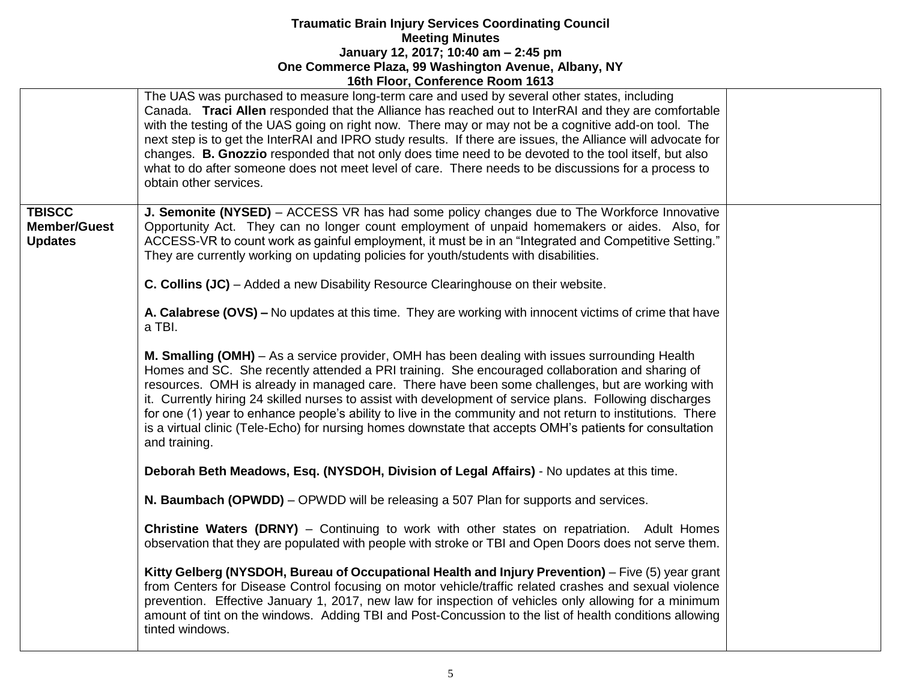| | | |
|---|---|---|
| | The UAS was purchased to measure long-term care and used by several other states, including Canada. **Traci Allen** responded that the Alliance has reached out to InterRAI and they are comfortable with the testing of the UAS going on right now. There may or may not be a cognitive add-on tool. The next step is to get the InterRAI and IPRO study results. If there are issues, the Alliance will advocate for changes. **B. Gnozzio** responded that not only does time need to be devoted to the tool itself, but also what to do after someone does not meet level of care. There needs to be discussions for a process to obtain other services. | |
| **TBISCC Member/Guest Updates** | **J. Semonite (NYSED)** – ACCESS VR has had some policy changes due to The Workforce Innovative Opportunity Act. They can no longer count employment of unpaid homemakers or aides. Also, for ACCESS-VR to count work as gainful employment, it must be in an "Integrated and Competitive Setting." They are currently working on updating policies for youth/students with disabilities.<br><br>**C. Collins (JC)** – Added a new Disability Resource Clearinghouse on their website.<br><br>**A. Calabrese (OVS) –** No updates at this time. They are working with innocent victims of crime that have a TBI.<br><br>**M. Smalling (OMH)** – As a service provider, OMH has been dealing with issues surrounding Health Homes and SC. She recently attended a PRI training. She encouraged collaboration and sharing of resources. OMH is already in managed care. There have been some challenges, but are working with it. Currently hiring 24 skilled nurses to assist with development of service plans. Following discharges for one (1) year to enhance people's ability to live in the community and not return to institutions. There is a virtual clinic (Tele-Echo) for nursing homes downstate that accepts OMH's patients for consultation and training.<br><br>**Deborah Beth Meadows, Esq. (NYSDOH, Division of Legal Affairs)** - No updates at this time.<br><br>**N. Baumbach (OPWDD)** – OPWDD will be releasing a 507 Plan for supports and services.<br><br>**Christine Waters (DRNY)** – Continuing to work with other states on repatriation. Adult Homes observation that they are populated with people with stroke or TBI and Open Doors does not serve them.<br><br>**Kitty Gelberg (NYSDOH, Bureau of Occupational Health and Injury Prevention)** – Five (5) year grant from Centers for Disease Control focusing on motor vehicle/traffic related crashes and sexual violence prevention. Effective January 1, 2017, new law for inspection of vehicles only allowing for a minimum amount of tint on the windows. Adding TBI and Post-Concussion to the list of health conditions allowing tinted windows. | |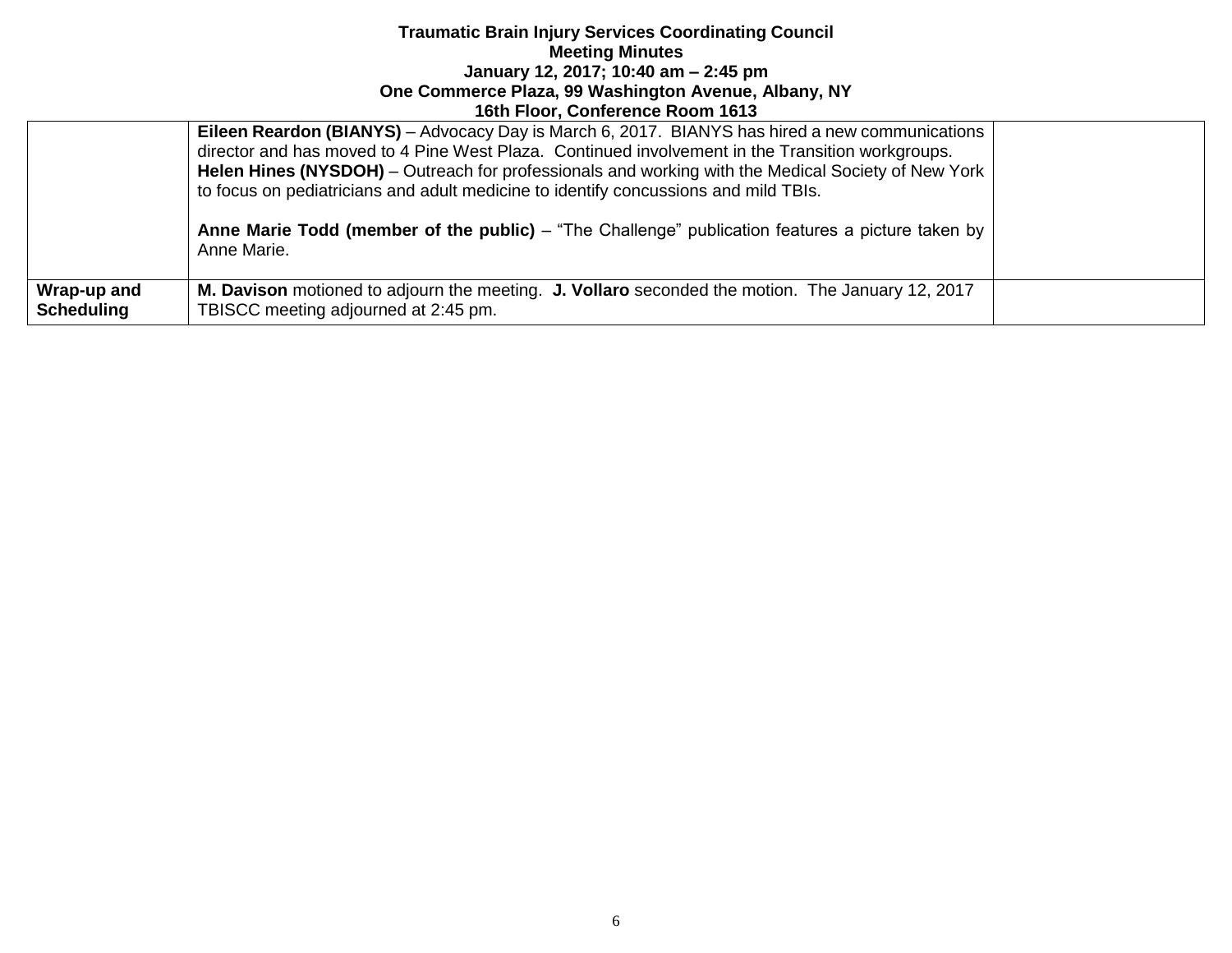**Traumatic Brain Injury Services Coordinating Council**
**Meeting Minutes**
**January 12, 2017; 10:40 am – 2:45 pm**
**One Commerce Plaza, 99 Washington Avenue, Albany, NY**
**16th Floor, Conference Room 1613**

| | | |
|---|---|---|
| | **Eileen Reardon (BIANYS)** – Advocacy Day is March 6, 2017. BIANYS has hired a new communications director and has moved to 4 Pine West Plaza. Continued involvement in the Transition workgroups.<br>**Helen Hines (NYSDOH)** – Outreach for professionals and working with the Medical Society of New York to focus on pediatricians and adult medicine to identify concussions and mild TBIs.<br><br>**Anne Marie Todd (member of the public)** – "The Challenge" publication features a picture taken by Anne Marie. | |
| **Wrap-up and Scheduling** | **M. Davison** motioned to adjourn the meeting. **J. Vollaro** seconded the motion. The January 12, 2017 TBISCC meeting adjourned at 2:45 pm. | |